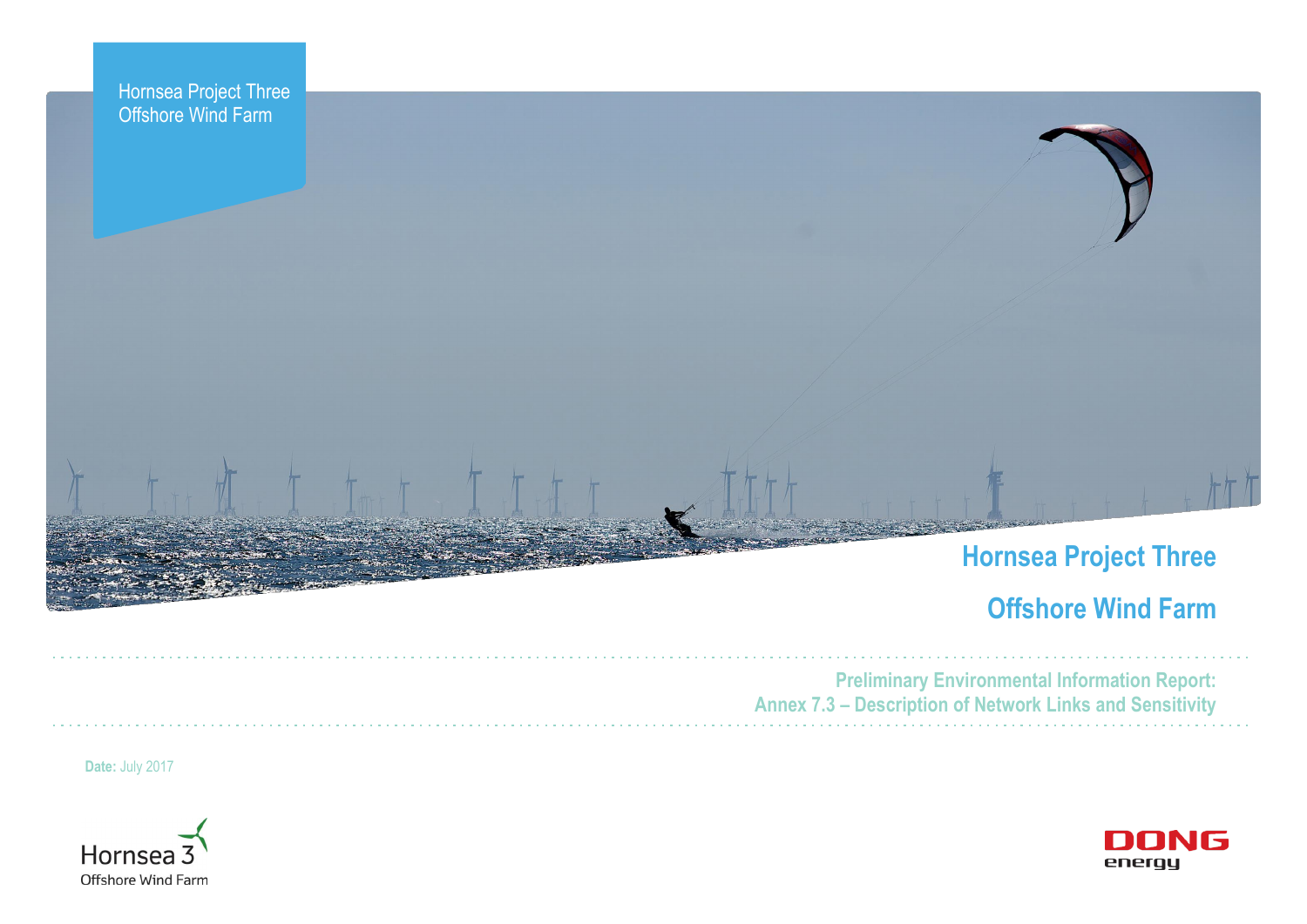Hornsea Project Three
Offshore Wind Farm

# Hornsea Project Three

# Offshore Wind Farm

## Preliminary Environmental Information Report: Annex 7.3 – Description of Network Links and Sensitivity

**Date:** July 2017

Hornsea 3
Offshore Wind Farm

DONG energy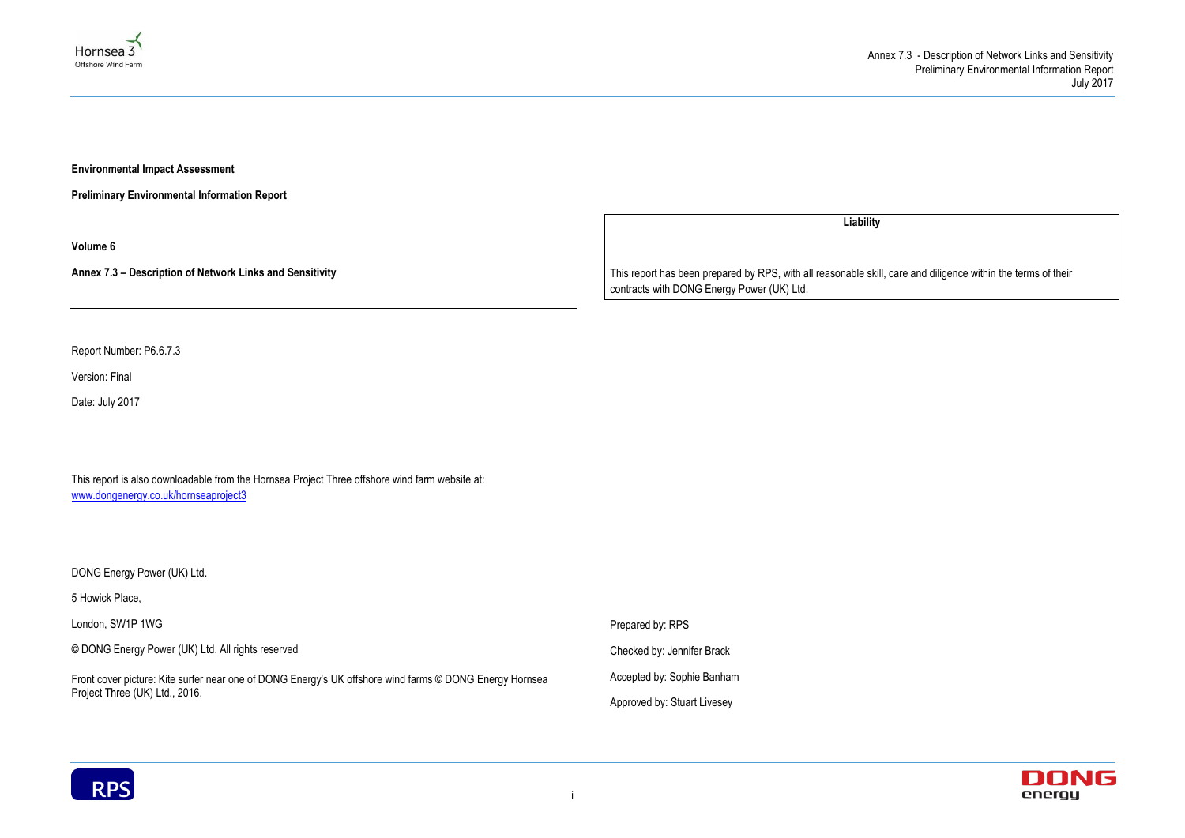**Environmental Impact Assessment**

**Preliminary Environmental Information Report**

**Volume 6**

**Annex 7.3 – Description of Network Links and Sensitivity**

---

Report Number: P6.6.7.3

Version: Final

Date: July 2017

This report is also downloadable from the Hornsea Project Three offshore wind farm website at:
[www.dongenergy.co.uk/hornseaproject3](www.dongenergy.co.uk/hornseaproject3)

DONG Energy Power (UK) Ltd.

5 Howick Place,

London, SW1P 1WG

© DONG Energy Power (UK) Ltd. All rights reserved

Front cover picture: Kite surfer near one of DONG Energy's UK offshore wind farms © DONG Energy Hornsea Project Three (UK) Ltd., 2016.

| **Liability** |
| --- |
| This report has been prepared by RPS, with all reasonable skill, care and diligence within the terms of their contracts with DONG Energy Power (UK) Ltd. |

Prepared by: RPS

Checked by: Jennifer Brack

Accepted by: Sophie Banham

Approved by: Stuart Livesey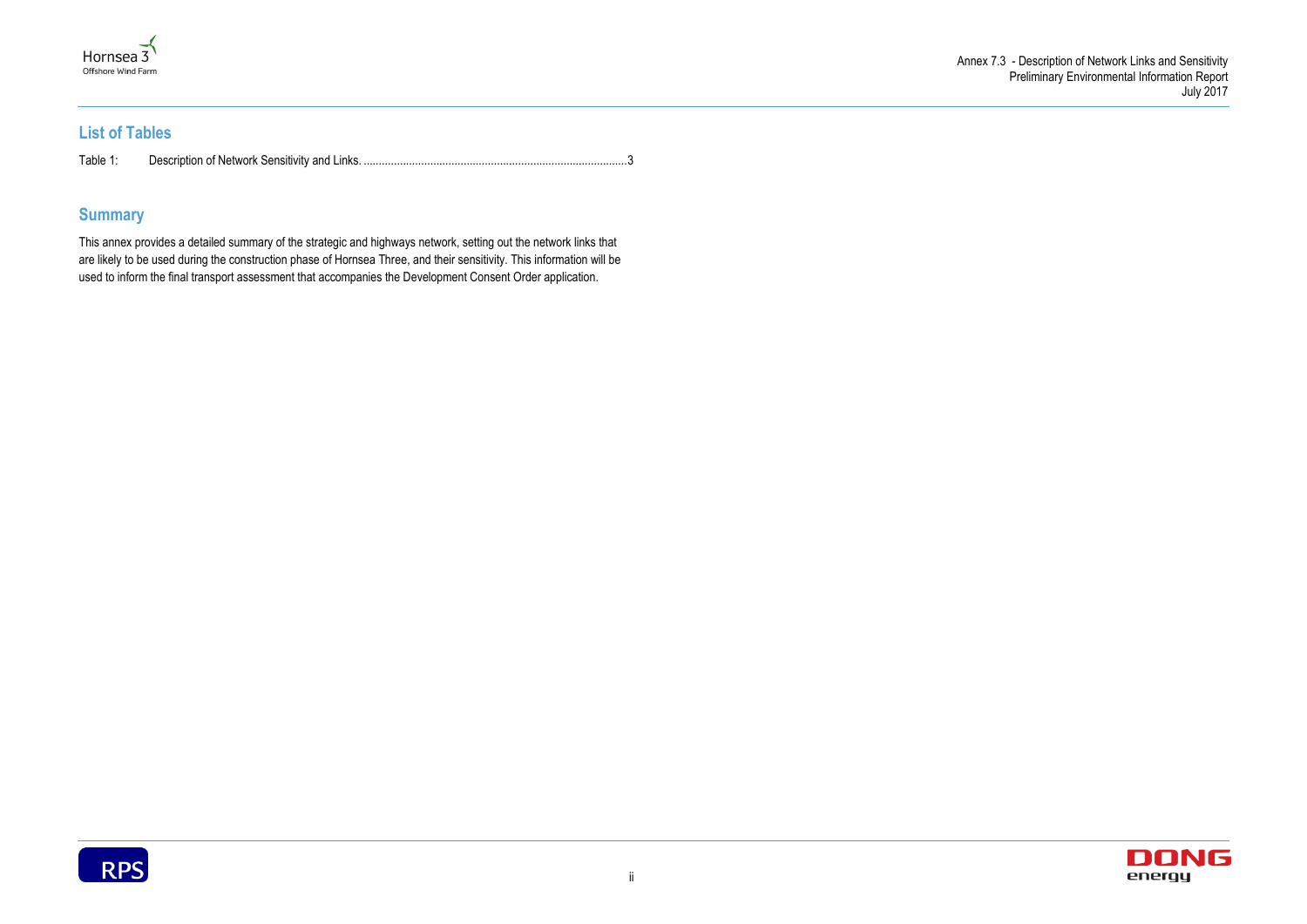## List of Tables

Table 1: Description of Network Sensitivity and Links. ......................................................................................3

## Summary

This annex provides a detailed summary of the strategic and highways network, setting out the network links that are likely to be used during the construction phase of Hornsea Three, and their sensitivity. This information will be used to inform the final transport assessment that accompanies the Development Consent Order application.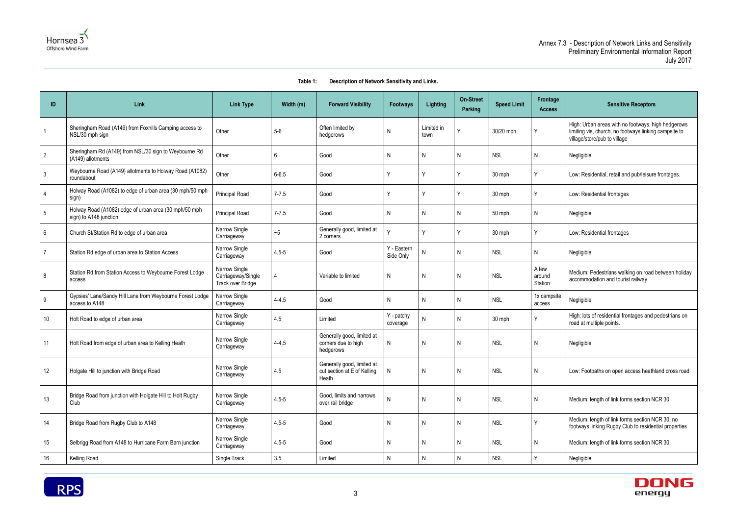**Table 1: Description of Network Sensitivity and Links.**

| ID | Link | Link Type | Width (m) | Forward Visibility | Footways | Lighting | On-Street Parking | Speed Limit | Frontage Access | Sensitive Receptors |
|---|---|---|---|---|---|---|---|---|---|---|
| 1 | Sheringham Road (A149) from Foxhills Camping access to NSL/30 mph sign | Other | 5-6 | Often limited by hedgerows | N | Limited in town | Y | 30/20 mph | Y | High: Urban areas with no footways, high hedgerows limiting vis, church, no footways linking campsite to village/store/pub to village |
| 2 | Sheringham Rd (A149) from NSL/30 sign to Weybourne Rd (A149) allotments | Other | 6 | Good | N | N | N | NSL | N | Negligible |
| 3 | Weybourne Road (A149) allotments to Holway Road (A1082) roundabout | Other | 6-6.5 | Good | Y | Y | Y | 30 mph | Y | Low: Residential, retail and pub/leisure frontages. |
| 4 | Holway Road (A1082) to edge of urban area (30 mph/50 mph sign) | Principal Road | 7-7.5 | Good | Y | Y | Y | 30 mph | Y | Low: Residential frontages |
| 5 | Holway Road (A1082) edge of urban area (30 mph/50 mph sign) to A148 junction | Principal Road | 7-7.5 | Good | N | N | N | 50 mph | N | Negligible |
| 6 | Church St/Station Rd to edge of urban area | Narrow Single Carriageway | ~5 | Generally good, limited at 2 corners | Y | Y | Y | 30 mph | Y | Low: Residential frontages |
| 7 | Station Rd edge of urban area to Station Access | Narrow Single Carriageway | 4.5-5 | Good | Y - Eastern Side Only | N | N | NSL | N | Negligible |
| 8 | Station Rd from Station Access to Weybourne Forest Lodge access | Narrow Single Carriageway/Single Track over Bridge | 4 | Variable to limited | N | N | N | NSL | A few around Station | Medium: Pedestrians walking on road between holiday accommodation and tourist railway |
| 9 | Gypsies' Lane/Sandy Hill Lane from Weybourne Forest Lodge access to A148 | Narrow Single Carriageway | 4-4.5 | Good | N | N | N | NSL | 1x campsite access | Negligible |
| 10 | Holt Road to edge of urban area | Narrow Single Carriageway | 4.5 | Limited | Y - patchy coverage | N | N | 30 mph | Y | High: lots of residential frontages and pedestrians on road at multiple points. |
| 11 | Holt Road from edge of urban area to Kelling Heath | Narrow Single Carriageway | 4-4.5 | Generally good, limited at corners due to high hedgerows | N | N | N | NSL | N | Negligible |
| 12 | Holgate Hill to junction with Bridge Road | Narrow Single Carriageway | 4.5 | Generally good, limited at cut section at E of Kelling Heath | N | N | N | NSL | N | Low: Footpaths on open access heathland cross road |
| 13 | Bridge Road from junction with Holgate Hill to Holt Rugby Club | Narrow Single Carriageway | 4.5-5 | Good, limits and narrows over rail bridge | N | N | N | NSL | N | Medium: length of link forms section NCR 30 |
| 14 | Bridge Road from Rugby Club to A148 | Narrow Single Carriageway | 4.5-5 | Good | N | N | N | NSL | Y | Medium: length of link forms section NCR 30, no footways linking Rugby Club to residential properties |
| 15 | Selbrigg Road from A148 to Hurricane Farm Barn junction | Narrow Single Carriageway | 4.5-5 | Good | N | N | N | NSL | N | Medium: length of link forms section NCR 30 |
| 16 | Kelling Road | Single Track | 3.5 | Limited | N | N | N | NSL | Y | Negligible |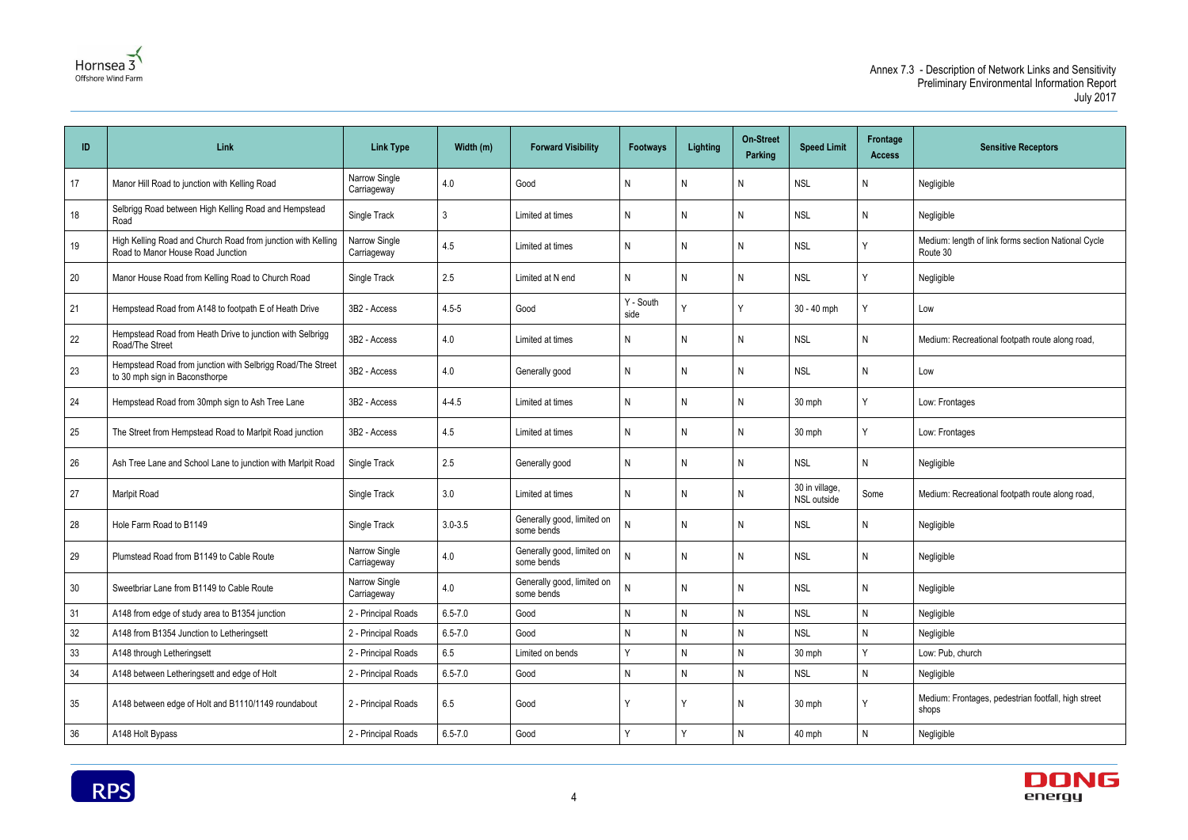| ID | Link | Link Type | Width (m) | Forward Visibility | Footways | Lighting | On-Street Parking | Speed Limit | Frontage Access | Sensitive Receptors |
|---|---|---|---|---|---|---|---|---|---|---|
| 17 | Manor Hill Road to junction with Kelling Road | Narrow Single Carriageway | 4.0 | Good | N | N | N | NSL | N | Negligible |
| 18 | Selbrigg Road between High Kelling Road and Hempstead Road | Single Track | 3 | Limited at times | N | N | N | NSL | N | Negligible |
| 19 | High Kelling Road and Church Road from junction with Kelling Road to Manor House Road Junction | Narrow Single Carriageway | 4.5 | Limited at times | N | N | N | NSL | Y | Medium: length of link forms section National Cycle Route 30 |
| 20 | Manor House Road from Kelling Road to Church Road | Single Track | 2.5 | Limited at N end | N | N | N | NSL | Y | Negligible |
| 21 | Hempstead Road from A148 to footpath E of Heath Drive | 3B2 - Access | 4.5-5 | Good | Y - South side | Y | Y | 30 - 40 mph | Y | Low |
| 22 | Hempstead Road from Heath Drive to junction with Selbrigg Road/The Street | 3B2 - Access | 4.0 | Limited at times | N | N | N | NSL | N | Medium: Recreational footpath route along road, |
| 23 | Hempstead Road from junction with Selbrigg Road/The Street to 30 mph sign in Baconsthorpe | 3B2 - Access | 4.0 | Generally good | N | N | N | NSL | N | Low |
| 24 | Hempstead Road from 30mph sign to Ash Tree Lane | 3B2 - Access | 4-4.5 | Limited at times | N | N | N | 30 mph | Y | Low: Frontages |
| 25 | The Street from Hempstead Road to Marlpit Road junction | 3B2 - Access | 4.5 | Limited at times | N | N | N | 30 mph | Y | Low: Frontages |
| 26 | Ash Tree Lane and School Lane to junction with Marlpit Road | Single Track | 2.5 | Generally good | N | N | N | NSL | N | Negligible |
| 27 | Marlpit Road | Single Track | 3.0 | Limited at times | N | N | N | 30 in village, NSL outside | Some | Medium: Recreational footpath route along road, |
| 28 | Hole Farm Road to B1149 | Single Track | 3.0-3.5 | Generally good, limited on some bends | N | N | N | NSL | N | Negligible |
| 29 | Plumstead Road from B1149 to Cable Route | Narrow Single Carriageway | 4.0 | Generally good, limited on some bends | N | N | N | NSL | N | Negligible |
| 30 | Sweetbriar Lane from B1149 to Cable Route | Narrow Single Carriageway | 4.0 | Generally good, limited on some bends | N | N | N | NSL | N | Negligible |
| 31 | A148 from edge of study area to B1354 junction | 2 - Principal Roads | 6.5-7.0 | Good | N | N | N | NSL | N | Negligible |
| 32 | A148 from B1354 Junction to Letheringsett | 2 - Principal Roads | 6.5-7.0 | Good | N | N | N | NSL | N | Negligible |
| 33 | A148 through Letheringsett | 2 - Principal Roads | 6.5 | Limited on bends | Y | N | N | 30 mph | Y | Low: Pub, church |
| 34 | A148 between Letheringsett and edge of Holt | 2 - Principal Roads | 6.5-7.0 | Good | N | N | N | NSL | N | Negligible |
| 35 | A148 between edge of Holt and B1110/1149 roundabout | 2 - Principal Roads | 6.5 | Good | Y | Y | N | 30 mph | Y | Medium: Frontages, pedestrian footfall, high street shops |
| 36 | A148 Holt Bypass | 2 - Principal Roads | 6.5-7.0 | Good | Y | Y | N | 40 mph | N | Negligible |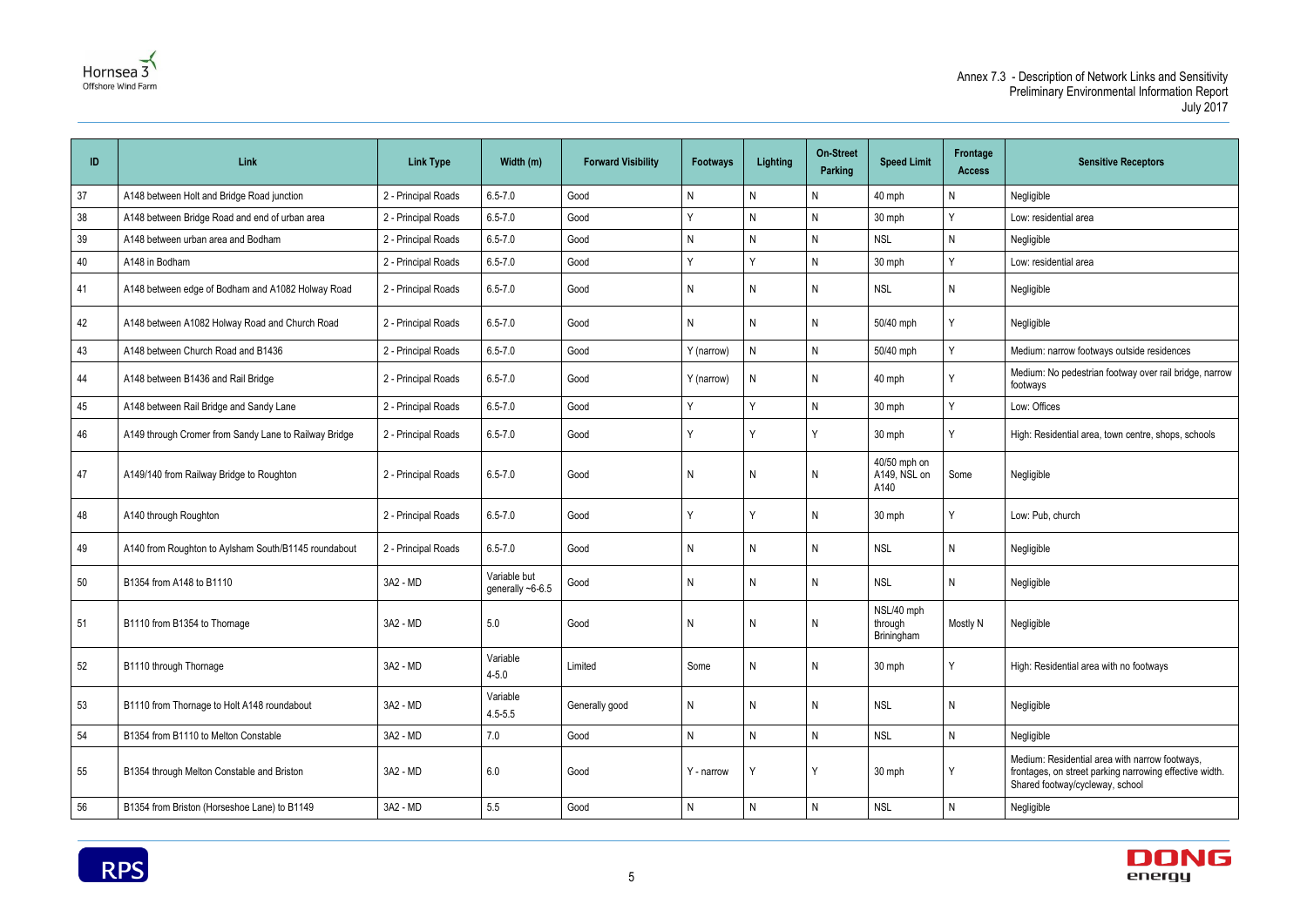| ID | Link | Link Type | Width (m) | Forward Visibility | Footways | Lighting | On-Street Parking | Speed Limit | Frontage Access | Sensitive Receptors |
|---|---|---|---|---|---|---|---|---|---|---|
| 37 | A148 between Holt and Bridge Road junction | 2 - Principal Roads | 6.5-7.0 | Good | N | N | N | 40 mph | N | Negligible |
| 38 | A148 between Bridge Road and end of urban area | 2 - Principal Roads | 6.5-7.0 | Good | Y | N | N | 30 mph | Y | Low: residential area |
| 39 | A148 between urban area and Bodham | 2 - Principal Roads | 6.5-7.0 | Good | N | N | N | NSL | N | Negligible |
| 40 | A148 in Bodham | 2 - Principal Roads | 6.5-7.0 | Good | Y | Y | N | 30 mph | Y | Low: residential area |
| 41 | A148 between edge of Bodham and A1082 Holway Road | 2 - Principal Roads | 6.5-7.0 | Good | N | N | N | NSL | N | Negligible |
| 42 | A148 between A1082 Holway Road and Church Road | 2 - Principal Roads | 6.5-7.0 | Good | N | N | N | 50/40 mph | Y | Negligible |
| 43 | A148 between Church Road and B1436 | 2 - Principal Roads | 6.5-7.0 | Good | Y (narrow) | N | N | 50/40 mph | Y | Medium: narrow footways outside residences |
| 44 | A148 between B1436 and Rail Bridge | 2 - Principal Roads | 6.5-7.0 | Good | Y (narrow) | N | N | 40 mph | Y | Medium: No pedestrian footway over rail bridge, narrow footways |
| 45 | A148 between Rail Bridge and Sandy Lane | 2 - Principal Roads | 6.5-7.0 | Good | Y | Y | N | 30 mph | Y | Low: Offices |
| 46 | A149 through Cromer from Sandy Lane to Railway Bridge | 2 - Principal Roads | 6.5-7.0 | Good | Y | Y | Y | 30 mph | Y | High: Residential area, town centre, shops, schools |
| 47 | A149/140 from Railway Bridge to Roughton | 2 - Principal Roads | 6.5-7.0 | Good | N | N | N | 40/50 mph on A149, NSL on A140 | Some | Negligible |
| 48 | A140 through Roughton | 2 - Principal Roads | 6.5-7.0 | Good | Y | Y | N | 30 mph | Y | Low: Pub, church |
| 49 | A140 from Roughton to Aylsham South/B1145 roundabout | 2 - Principal Roads | 6.5-7.0 | Good | N | N | N | NSL | N | Negligible |
| 50 | B1354 from A148 to B1110 | 3A2 - MD | Variable but generally ~6-6.5 | Good | N | N | N | NSL | N | Negligible |
| 51 | B1110 from B1354 to Thornage | 3A2 - MD | 5.0 | Good | N | N | N | NSL/40 mph through Brinningham | Mostly N | Negligible |
| 52 | B1110 through Thornage | 3A2 - MD | Variable 4-5.0 | Limited | Some | N | N | 30 mph | Y | High: Residential area with no footways |
| 53 | B1110 from Thornage to Holt A148 roundabout | 3A2 - MD | Variable 4.5-5.5 | Generally good | N | N | N | NSL | N | Negligible |
| 54 | B1354 from B1110 to Melton Constable | 3A2 - MD | 7.0 | Good | N | N | N | NSL | N | Negligible |
| 55 | B1354 through Melton Constable and Briston | 3A2 - MD | 6.0 | Good | Y - narrow | Y | Y | 30 mph | Y | Medium: Residential area with narrow footways, frontages, on street parking narrowing effective width. Shared footway/cycleway, school |
| 56 | B1354 from Briston (Horseshoe Lane) to B1149 | 3A2 - MD | 5.5 | Good | N | N | N | NSL | N | Negligible |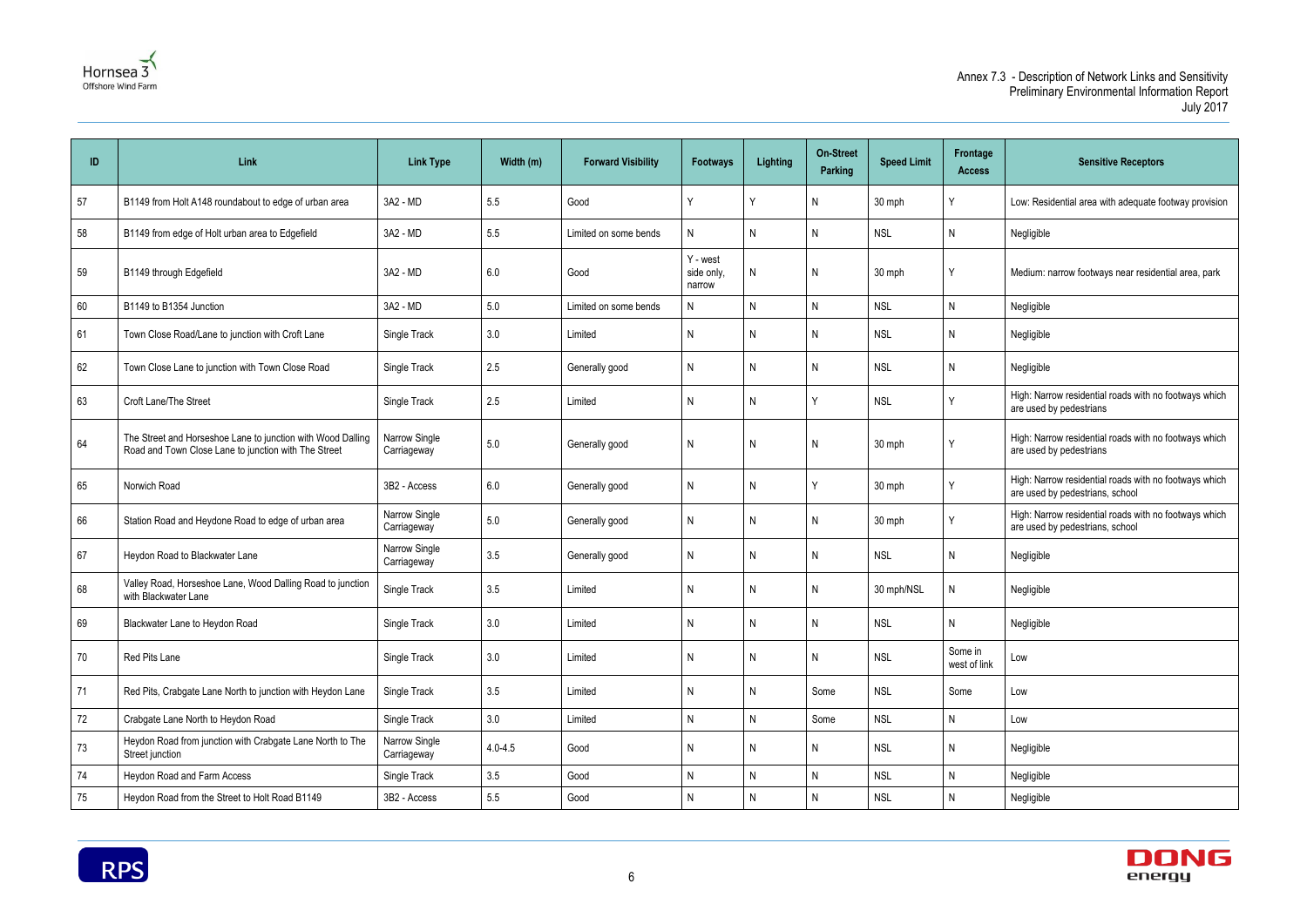| ID | Link | Link Type | Width (m) | Forward Visibility | Footways | Lighting | On-Street Parking | Speed Limit | Frontage Access | Sensitive Receptors |
|---|---|---|---|---|---|---|---|---|---|---|
| 57 | B1149 from Holt A148 roundabout to edge of urban area | 3A2 - MD | 5.5 | Good | Y | Y | N | 30 mph | Y | Low: Residential area with adequate footway provision |
| 58 | B1149 from edge of Holt urban area to Edgefield | 3A2 - MD | 5.5 | Limited on some bends | N | N | N | NSL | N | Negligible |
| 59 | B1149 through Edgefield | 3A2 - MD | 6.0 | Good | Y - west side only, narrow | N | N | 30 mph | Y | Medium: narrow footways near residential area, park |
| 60 | B1149 to B1354 Junction | 3A2 - MD | 5.0 | Limited on some bends | N | N | N | NSL | N | Negligible |
| 61 | Town Close Road/Lane to junction with Croft Lane | Single Track | 3.0 | Limited | N | N | N | NSL | N | Negligible |
| 62 | Town Close Lane to junction with Town Close Road | Single Track | 2.5 | Generally good | N | N | N | NSL | N | Negligible |
| 63 | Croft Lane/The Street | Single Track | 2.5 | Limited | N | N | Y | NSL | Y | High: Narrow residential roads with no footways which are used by pedestrians |
| 64 | The Street and Horseshoe Lane to junction with Wood Dalling Road and Town Close Lane to junction with The Street | Narrow Single Carriageway | 5.0 | Generally good | N | N | N | 30 mph | Y | High: Narrow residential roads with no footways which are used by pedestrians |
| 65 | Norwich Road | 3B2 - Access | 6.0 | Generally good | N | N | Y | 30 mph | Y | High: Narrow residential roads with no footways which are used by pedestrians, school |
| 66 | Station Road and Heydone Road to edge of urban area | Narrow Single Carriageway | 5.0 | Generally good | N | N | N | 30 mph | Y | High: Narrow residential roads with no footways which are used by pedestrians, school |
| 67 | Heydon Road to Blackwater Lane | Narrow Single Carriageway | 3.5 | Generally good | N | N | N | NSL | N | Negligible |
| 68 | Valley Road, Horseshoe Lane, Wood Dalling Road to junction with Blackwater Lane | Single Track | 3.5 | Limited | N | N | N | 30 mph/NSL | N | Negligible |
| 69 | Blackwater Lane to Heydon Road | Single Track | 3.0 | Limited | N | N | N | NSL | N | Negligible |
| 70 | Red Pits Lane | Single Track | 3.0 | Limited | N | N | N | NSL | Some in west of link | Low |
| 71 | Red Pits, Crabgate Lane North to junction with Heydon Lane | Single Track | 3.5 | Limited | N | N | Some | NSL | Some | Low |
| 72 | Crabgate Lane North to Heydon Road | Single Track | 3.0 | Limited | N | N | Some | NSL | N | Low |
| 73 | Heydon Road from junction with Crabgate Lane North to The Street junction | Narrow Single Carriageway | 4.0-4.5 | Good | N | N | N | NSL | N | Negligible |
| 74 | Heydon Road and Farm Access | Single Track | 3.5 | Good | N | N | N | NSL | N | Negligible |
| 75 | Heydon Road from the Street to Holt Road B1149 | 3B2 - Access | 5.5 | Good | N | N | N | NSL | N | Negligible |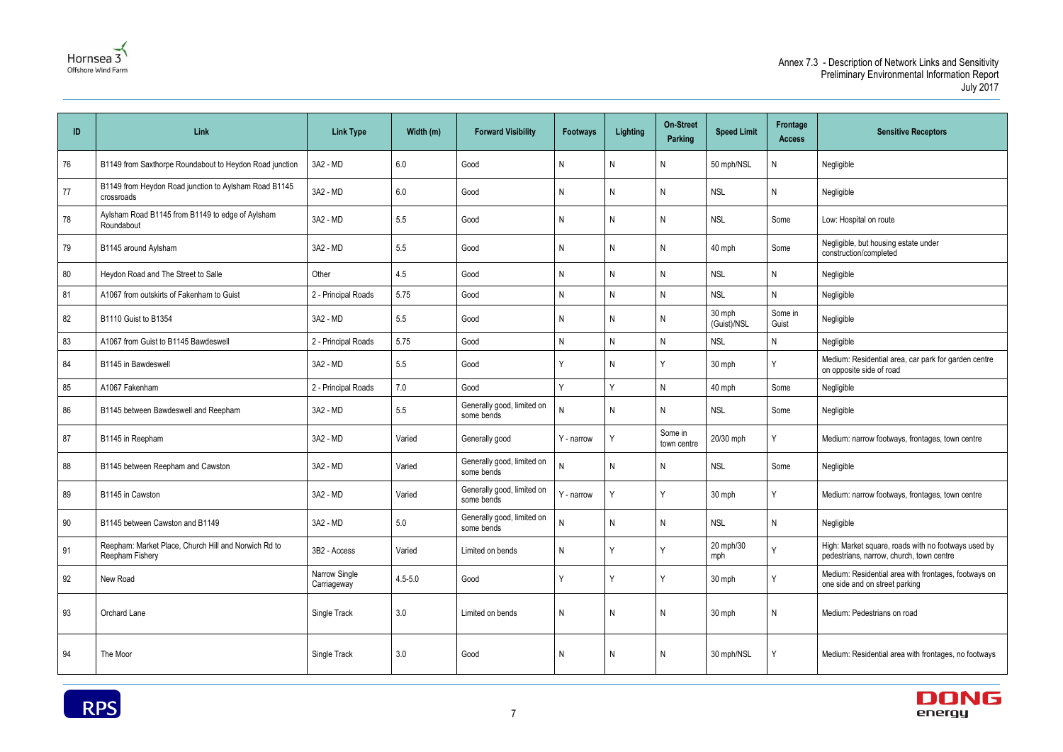| ID | Link | Link Type | Width (m) | Forward Visibility | Footways | Lighting | On-Street Parking | Speed Limit | Frontage Access | Sensitive Receptors |
|---|---|---|---|---|---|---|---|---|---|---|
| 76 | B1149 from Saxthorpe Roundabout to Heydon Road junction | 3A2 - MD | 6.0 | Good | N | N | N | 50 mph/NSL | N | Negligible |
| 77 | B1149 from Heydon Road junction to Aylsham Road B1145 crossroads | 3A2 - MD | 6.0 | Good | N | N | N | NSL | N | Negligible |
| 78 | Aylsham Road B1145 from B1149 to edge of Aylsham Roundabout | 3A2 - MD | 5.5 | Good | N | N | N | NSL | Some | Low: Hospital on route |
| 79 | B1145 around Aylsham | 3A2 - MD | 5.5 | Good | N | N | N | 40 mph | Some | Negligible, but housing estate under construction/completed |
| 80 | Heydon Road and The Street to Salle | Other | 4.5 | Good | N | N | N | NSL | N | Negligible |
| 81 | A1067 from outskirts of Fakenham to Guist | 2 - Principal Roads | 5.75 | Good | N | N | N | NSL | N | Negligible |
| 82 | B1110 Guist to B1354 | 3A2 - MD | 5.5 | Good | N | N | N | 30 mph (Guist)/NSL | Some in Guist | Negligible |
| 83 | A1067 from Guist to B1145 Bawdeswell | 2 - Principal Roads | 5.75 | Good | N | N | N | NSL | N | Negligible |
| 84 | B1145 in Bawdeswell | 3A2 - MD | 5.5 | Good | Y | N | Y | 30 mph | Y | Medium: Residential area, car park for garden centre on opposite side of road |
| 85 | A1067 Fakenham | 2 - Principal Roads | 7.0 | Good | Y | Y | N | 40 mph | Some | Negligible |
| 86 | B1145 between Bawdeswell and Reepham | 3A2 - MD | 5.5 | Generally good, limited on some bends | N | N | N | NSL | Some | Negligible |
| 87 | B1145 in Reepham | 3A2 - MD | Varied | Generally good | Y - narrow | Y | Some in town centre | 20/30 mph | Y | Medium: narrow footways, frontages, town centre |
| 88 | B1145 between Reepham and Cawston | 3A2 - MD | Varied | Generally good, limited on some bends | N | N | N | NSL | Some | Negligible |
| 89 | B1145 in Cawston | 3A2 - MD | Varied | Generally good, limited on some bends | Y - narrow | Y | Y | 30 mph | Y | Medium: narrow footways, frontages, town centre |
| 90 | B1145 between Cawston and B1149 | 3A2 - MD | 5.0 | Generally good, limited on some bends | N | N | N | NSL | N | Negligible |
| 91 | Reepham: Market Place, Church Hill and Norwich Rd to Reepham Fishery | 3B2 - Access | Varied | Limited on bends | N | Y | Y | 20 mph/30 mph | Y | High: Market square, roads with no footways used by pedestrians, narrow, church, town centre |
| 92 | New Road | Narrow Single Carriageway | 4.5-5.0 | Good | Y | Y | Y | 30 mph | Y | Medium: Residential area with frontages, footways on one side and on street parking |
| 93 | Orchard Lane | Single Track | 3.0 | Limited on bends | N | N | N | 30 mph | N | Medium: Pedestrians on road |
| 94 | The Moor | Single Track | 3.0 | Good | N | N | N | 30 mph/NSL | Y | Medium: Residential area with frontages, no footways |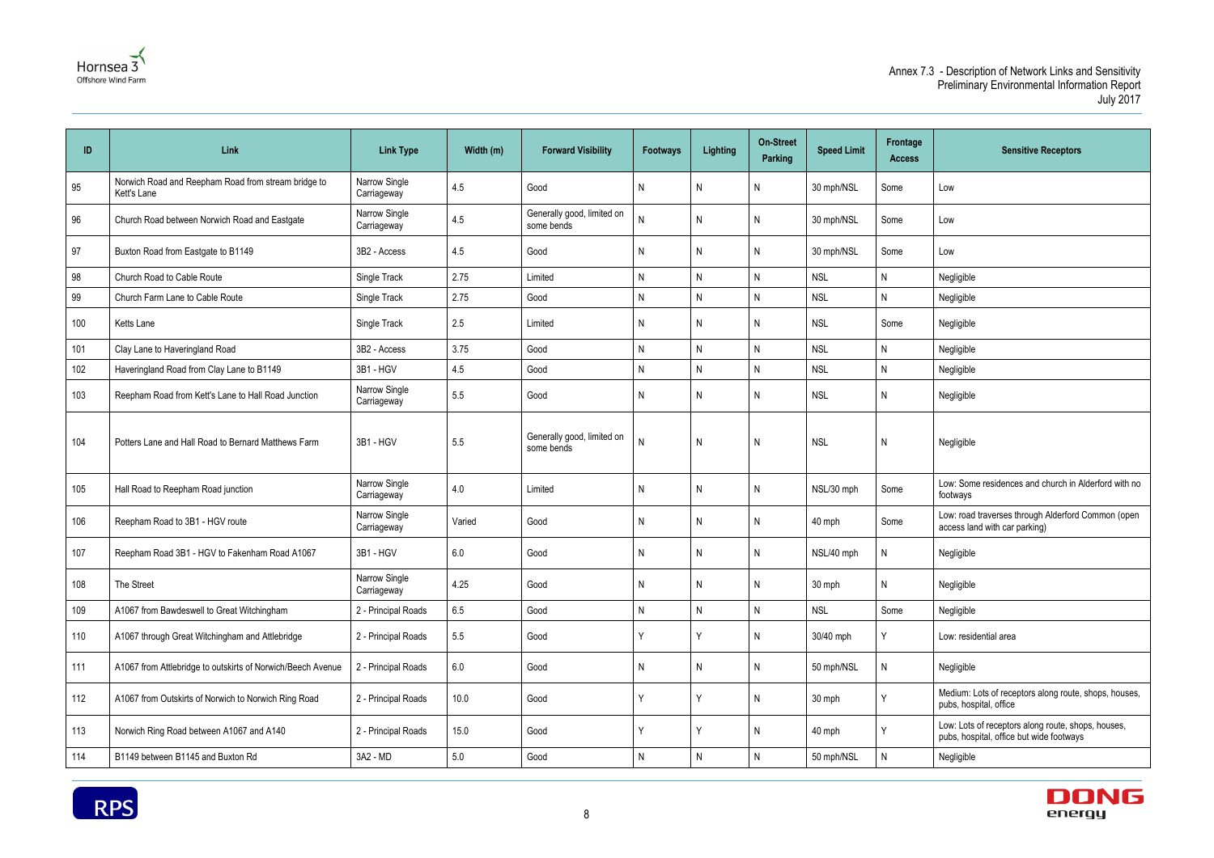| ID | Link | Link Type | Width (m) | Forward Visibility | Footways | Lighting | On-Street Parking | Speed Limit | Frontage Access | Sensitive Receptors |
|---|---|---|---|---|---|---|---|---|---|---|
| 95 | Norwich Road and Reepham Road from stream bridge to Kett's Lane | Narrow Single Carriageway | 4.5 | Good | N | N | N | 30 mph/NSL | Some | Low |
| 96 | Church Road between Norwich Road and Eastgate | Narrow Single Carriageway | 4.5 | Generally good, limited on some bends | N | N | N | 30 mph/NSL | Some | Low |
| 97 | Buxton Road from Eastgate to B1149 | 3B2 - Access | 4.5 | Good | N | N | N | 30 mph/NSL | Some | Low |
| 98 | Church Road to Cable Route | Single Track | 2.75 | Limited | N | N | N | NSL | N | Negligible |
| 99 | Church Farm Lane to Cable Route | Single Track | 2.75 | Good | N | N | N | NSL | N | Negligible |
| 100 | Ketts Lane | Single Track | 2.5 | Limited | N | N | N | NSL | Some | Negligible |
| 101 | Clay Lane to Haveringland Road | 3B2 - Access | 3.75 | Good | N | N | N | NSL | N | Negligible |
| 102 | Haveringland Road from Clay Lane to B1149 | 3B1 - HGV | 4.5 | Good | N | N | N | NSL | N | Negligible |
| 103 | Reepham Road from Kett's Lane to Hall Road Junction | Narrow Single Carriageway | 5.5 | Good | N | N | N | NSL | N | Negligible |
| 104 | Potters Lane and Hall Road to Bernard Matthews Farm | 3B1 - HGV | 5.5 | Generally good, limited on some bends | N | N | N | NSL | N | Negligible |
| 105 | Hall Road to Reepham Road junction | Narrow Single Carriageway | 4.0 | Limited | N | N | N | NSL/30 mph | Some | Low: Some residences and church in Alderford with no footways |
| 106 | Reepham Road to 3B1 - HGV route | Narrow Single Carriageway | Varied | Good | N | N | N | 40 mph | Some | Low: road traverses through Alderford Common (open access land with car parking) |
| 107 | Reepham Road 3B1 - HGV to Fakenham Road A1067 | 3B1 - HGV | 6.0 | Good | N | N | N | NSL/40 mph | N | Negligible |
| 108 | The Street | Narrow Single Carriageway | 4.25 | Good | N | N | N | 30 mph | N | Negligible |
| 109 | A1067 from Bawdeswell to Great Witchingham | 2 - Principal Roads | 6.5 | Good | N | N | N | NSL | Some | Negligible |
| 110 | A1067 through Great Witchingham and Attlebridge | 2 - Principal Roads | 5.5 | Good | Y | Y | N | 30/40 mph | Y | Low: residential area |
| 111 | A1067 from Attlebridge to outskirts of Norwich/Beech Avenue | 2 - Principal Roads | 6.0 | Good | N | N | N | 50 mph/NSL | N | Negligible |
| 112 | A1067 from Outskirts of Norwich to Norwich Ring Road | 2 - Principal Roads | 10.0 | Good | Y | Y | N | 30 mph | Y | Medium: Lots of receptors along route, shops, houses, pubs, hospital, office |
| 113 | Norwich Ring Road between A1067 and A140 | 2 - Principal Roads | 15.0 | Good | Y | Y | N | 40 mph | Y | Low: Lots of receptors along route, shops, houses, pubs, hospital, office but wide footways |
| 114 | B1149 between B1145 and Buxton Rd | 3A2 - MD | 5.0 | Good | N | N | N | 50 mph/NSL | N | Negligible |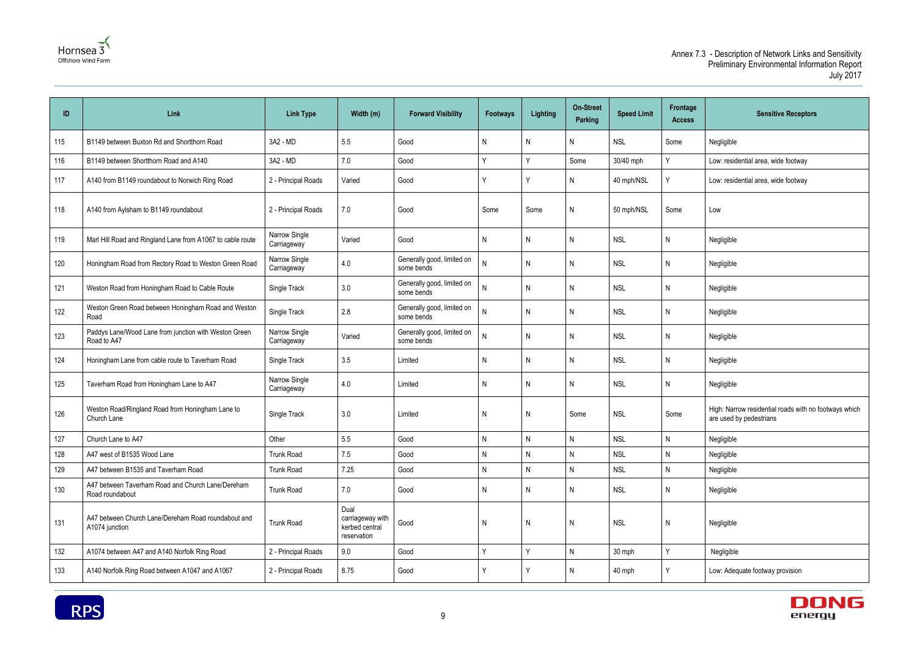| ID | Link | Link Type | Width (m) | Forward Visibility | Footways | Lighting | On-Street Parking | Speed Limit | Frontage Access | Sensitive Receptors |
|---|---|---|---|---|---|---|---|---|---|---|
| 115 | B1149 between Buxton Rd and Shortthorn Road | 3A2 - MD | 5.5 | Good | N | N | N | NSL | Some | Negligible |
| 116 | B1149 between Shortthorn Road and A140 | 3A2 - MD | 7.0 | Good | Y | Y | Some | 30/40 mph | Y | Low: residential area, wide footway |
| 117 | A140 from B1149 roundabout to Norwich Ring Road | 2 - Principal Roads | Varied | Good | Y | Y | N | 40 mph/NSL | Y | Low: residential area, wide footway |
| 118 | A140 from Aylsham to B1149 roundabout | 2 - Principal Roads | 7.0 | Good | Some | Some | N | 50 mph/NSL | Some | Low |
| 119 | Marl Hill Road and Ringland Lane from A1067 to cable route | Narrow Single Carriageway | Varied | Good | N | N | N | NSL | N | Negligible |
| 120 | Honingham Road from Rectory Road to Weston Green Road | Narrow Single Carriageway | 4.0 | Generally good, limited on some bends | N | N | N | NSL | N | Negligible |
| 121 | Weston Road from Honingham Road to Cable Route | Single Track | 3.0 | Generally good, limited on some bends | N | N | N | NSL | N | Negligible |
| 122 | Weston Green Road between Honingham Road and Weston Road | Single Track | 2.8 | Generally good, limited on some bends | N | N | N | NSL | N | Negligible |
| 123 | Paddys Lane/Wood Lane from junction with Weston Green Road to A47 | Narrow Single Carriageway | Varied | Generally good, limited on some bends | N | N | N | NSL | N | Negligible |
| 124 | Honingham Lane from cable route to Taverham Road | Single Track | 3.5 | Limited | N | N | N | NSL | N | Negligible |
| 125 | Taverham Road from Honingham Lane to A47 | Narrow Single Carriageway | 4.0 | Limited | N | N | N | NSL | N | Negligible |
| 126 | Weston Road/Ringland Road from Honingham Lane to Church Lane | Single Track | 3.0 | Limited | N | N | Some | NSL | Some | High: Narrow residential roads with no footways which are used by pedestrians |
| 127 | Church Lane to A47 | Other | 5.5 | Good | N | N | N | NSL | N | Negligible |
| 128 | A47 west of B1535 Wood Lane | Trunk Road | 7.5 | Good | N | N | N | NSL | N | Negligible |
| 129 | A47 between B1535 and Taverham Road | Trunk Road | 7.25 | Good | N | N | N | NSL | N | Negligible |
| 130 | A47 between Taverham Road and Church Lane/Dereham Road roundabout | Trunk Road | 7.0 | Good | N | N | N | NSL | N | Negligible |
| 131 | A47 between Church Lane/Dereham Road roundabout and A1074 junction | Trunk Road | Dual carriageway with kerbed central reservation | Good | N | N | N | NSL | N | Negligible |
| 132 | A1074 between A47 and A140 Norfolk Ring Road | 2 - Principal Roads | 9.0 | Good | Y | Y | N | 30 mph | Y | Negligible |
| 133 | A140 Norfolk Ring Road between A1047 and A1067 | 2 - Principal Roads | 8.75 | Good | Y | Y | N | 40 mph | Y | Low: Adequate footway provision |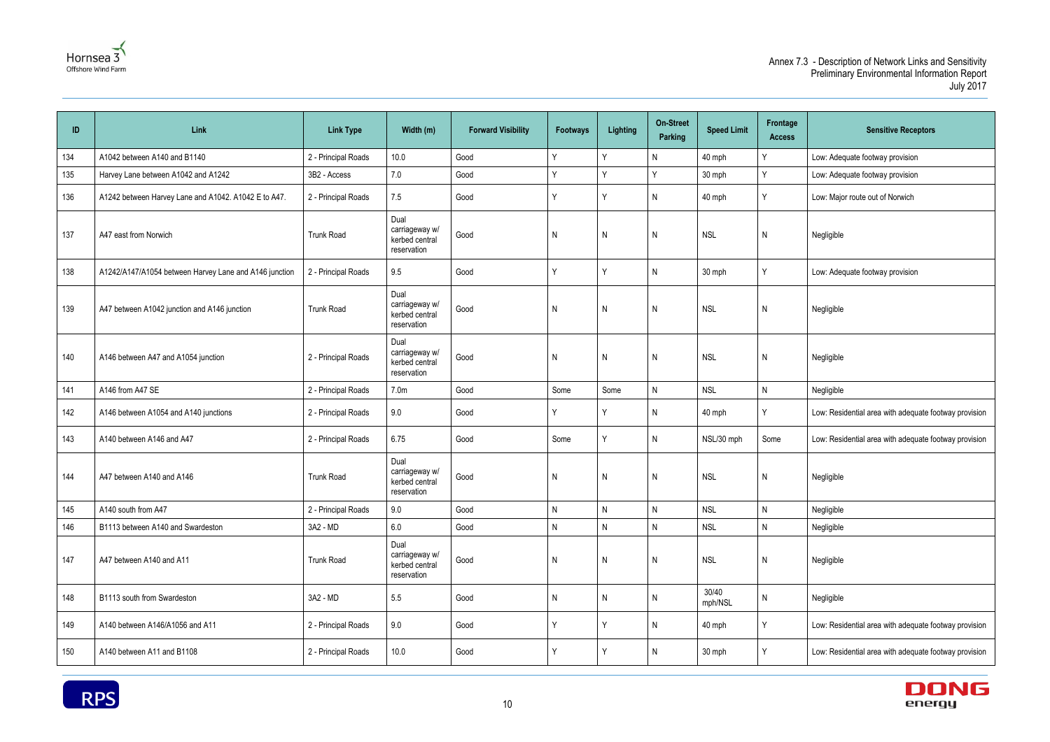| ID | Link | Link Type | Width (m) | Forward Visibility | Footways | Lighting | On-Street Parking | Speed Limit | Frontage Access | Sensitive Receptors |
|---|---|---|---|---|---|---|---|---|---|---|
| 134 | A1042 between A140 and B1140 | 2 - Principal Roads | 10.0 | Good | Y | Y | N | 40 mph | Y | Low: Adequate footway provision |
| 135 | Harvey Lane between A1042 and A1242 | 3B2 - Access | 7.0 | Good | Y | Y | Y | 30 mph | Y | Low: Adequate footway provision |
| 136 | A1242 between Harvey Lane and A1042. A1042 E to A47. | 2 - Principal Roads | 7.5 | Good | Y | Y | N | 40 mph | Y | Low: Major route out of Norwich |
| 137 | A47 east from Norwich | Trunk Road | Dual carriageway w/ kerbed central reservation | Good | N | N | N | NSL | N | Negligible |
| 138 | A1242/A147/A1054 between Harvey Lane and A146 junction | 2 - Principal Roads | 9.5 | Good | Y | Y | N | 30 mph | Y | Low: Adequate footway provision |
| 139 | A47 between A1042 junction and A146 junction | Trunk Road | Dual carriageway w/ kerbed central reservation | Good | N | N | N | NSL | N | Negligible |
| 140 | A146 between A47 and A1054 junction | 2 - Principal Roads | Dual carriageway w/ kerbed central reservation | Good | N | N | N | NSL | N | Negligible |
| 141 | A146 from A47 SE | 2 - Principal Roads | 7.0m | Good | Some | Some | N | NSL | N | Negligible |
| 142 | A146 between A1054 and A140 junctions | 2 - Principal Roads | 9.0 | Good | Y | Y | N | 40 mph | Y | Low: Residential area with adequate footway provision |
| 143 | A140 between A146 and A47 | 2 - Principal Roads | 6.75 | Good | Some | Y | N | NSL/30 mph | Some | Low: Residential area with adequate footway provision |
| 144 | A47 between A140 and A146 | Trunk Road | Dual carriageway w/ kerbed central reservation | Good | N | N | N | NSL | N | Negligible |
| 145 | A140 south from A47 | 2 - Principal Roads | 9.0 | Good | N | N | N | NSL | N | Negligible |
| 146 | B1113 between A140 and Swardeston | 3A2 - MD | 6.0 | Good | N | N | N | NSL | N | Negligible |
| 147 | A47 between A140 and A11 | Trunk Road | Dual carriageway w/ kerbed central reservation | Good | N | N | N | NSL | N | Negligible |
| 148 | B1113 south from Swardeston | 3A2 - MD | 5.5 | Good | N | N | N | 30/40 mph/NSL | N | Negligible |
| 149 | A140 between A146/A1056 and A11 | 2 - Principal Roads | 9.0 | Good | Y | Y | N | 40 mph | Y | Low: Residential area with adequate footway provision |
| 150 | A140 between A11 and B1108 | 2 - Principal Roads | 10.0 | Good | Y | Y | N | 30 mph | Y | Low: Residential area with adequate footway provision |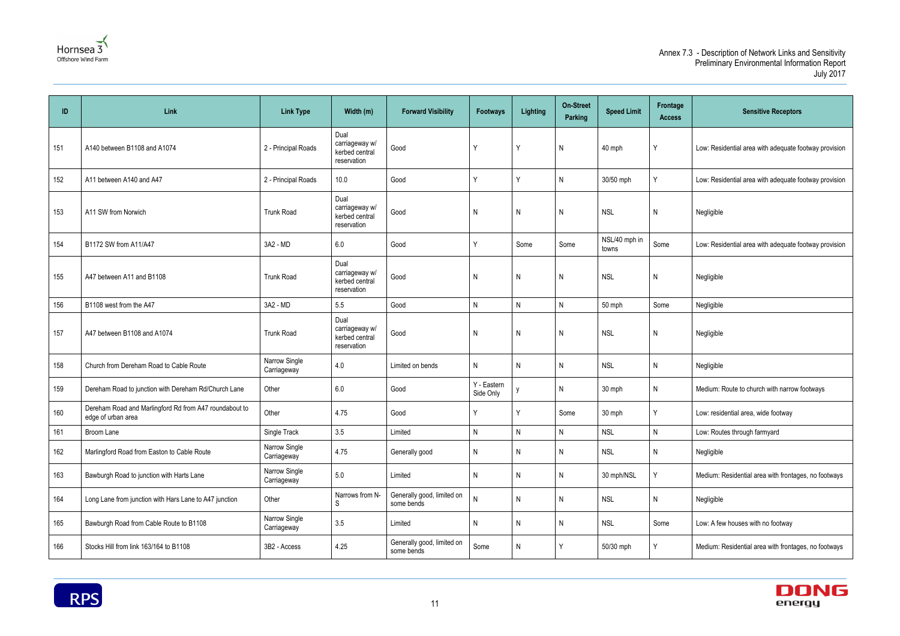| ID | Link | Link Type | Width (m) | Forward Visibility | Footways | Lighting | On-Street Parking | Speed Limit | Frontage Access | Sensitive Receptors |
|---|---|---|---|---|---|---|---|---|---|---|
| 151 | A140 between B1108 and A1074 | 2 - Principal Roads | Dual carriageway w/ kerbed central reservation | Good | Y | Y | N | 40 mph | Y | Low: Residential area with adequate footway provision |
| 152 | A11 between A140 and A47 | 2 - Principal Roads | 10.0 | Good | Y | Y | N | 30/50 mph | Y | Low: Residential area with adequate footway provision |
| 153 | A11 SW from Norwich | Trunk Road | Dual carriageway w/ kerbed central reservation | Good | N | N | N | NSL | N | Negligible |
| 154 | B1172 SW from A11/A47 | 3A2 - MD | 6.0 | Good | Y | Some | Some | NSL/40 mph in towns | Some | Low: Residential area with adequate footway provision |
| 155 | A47 between A11 and B1108 | Trunk Road | Dual carriageway w/ kerbed central reservation | Good | N | N | N | NSL | N | Negligible |
| 156 | B1108 west from the A47 | 3A2 - MD | 5.5 | Good | N | N | N | 50 mph | Some | Negligible |
| 157 | A47 between B1108 and A1074 | Trunk Road | Dual carriageway w/ kerbed central reservation | Good | N | N | N | NSL | N | Negligible |
| 158 | Church from Dereham Road to Cable Route | Narrow Single Carriageway | 4.0 | Limited on bends | N | N | N | NSL | N | Negligible |
| 159 | Dereham Road to junction with Dereham Rd/Church Lane | Other | 6.0 | Good | Y - Eastern Side Only | y | N | 30 mph | N | Medium: Route to church with narrow footways |
| 160 | Dereham Road and Marlingford Rd from A47 roundabout to edge of urban area | Other | 4.75 | Good | Y | Y | Some | 30 mph | Y | Low: residential area, wide footway |
| 161 | Broom Lane | Single Track | 3.5 | Limited | N | N | N | NSL | N | Low: Routes through farmyard |
| 162 | Marlingford Road from Easton to Cable Route | Narrow Single Carriageway | 4.75 | Generally good | N | N | N | NSL | N | Negligible |
| 163 | Bawburgh Road to junction with Harts Lane | Narrow Single Carriageway | 5.0 | Limited | N | N | N | 30 mph/NSL | Y | Medium: Residential area with frontages, no footways |
| 164 | Long Lane from junction with Hars Lane to A47 junction | Other | Narrows from N-S | Generally good, limited on some bends | N | N | N | NSL | N | Negligible |
| 165 | Bawburgh Road from Cable Route to B1108 | Narrow Single Carriageway | 3.5 | Limited | N | N | N | NSL | Some | Low: A few houses with no footway |
| 166 | Stocks Hill from link 163/164 to B1108 | 3B2 - Access | 4.25 | Generally good, limited on some bends | Some | N | Y | 50/30 mph | Y | Medium: Residential area with frontages, no footways |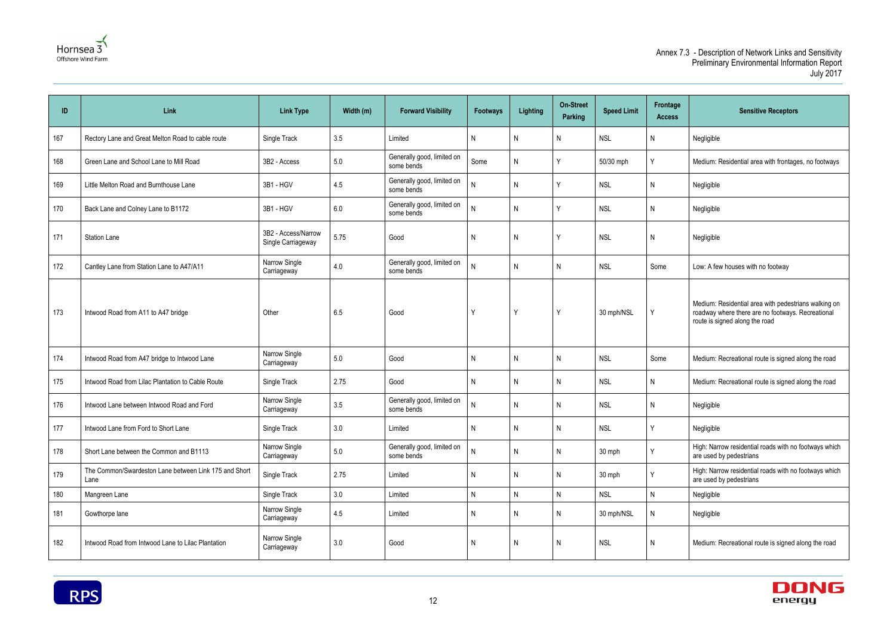| ID | Link | Link Type | Width (m) | Forward Visibility | Footways | Lighting | On-Street Parking | Speed Limit | Frontage Access | Sensitive Receptors |
|---|---|---|---|---|---|---|---|---|---|---|
| 167 | Rectory Lane and Great Melton Road to cable route | Single Track | 3.5 | Limited | N | N | N | NSL | N | Negligible |
| 168 | Green Lane and School Lane to Mill Road | 3B2 - Access | 5.0 | Generally good, limited on some bends | Some | N | Y | 50/30 mph | Y | Medium: Residential area with frontages, no footways |
| 169 | Little Melton Road and Burnthouse Lane | 3B1 - HGV | 4.5 | Generally good, limited on some bends | N | N | Y | NSL | N | Negligible |
| 170 | Back Lane and Colney Lane to B1172 | 3B1 - HGV | 6.0 | Generally good, limited on some bends | N | N | Y | NSL | N | Negligible |
| 171 | Station Lane | 3B2 - Access/Narrow Single Carriageway | 5.75 | Good | N | N | Y | NSL | N | Negligible |
| 172 | Cantley Lane from Station Lane to A47/A11 | Narrow Single Carriageway | 4.0 | Generally good, limited on some bends | N | N | N | NSL | Some | Low: A few houses with no footway |
| 173 | Intwood Road from A11 to A47 bridge | Other | 6.5 | Good | Y | Y | Y | 30 mph/NSL | Y | Medium: Residential area with pedestrians walking on roadway where there are no footways. Recreational route is signed along the road |
| 174 | Intwood Road from A47 bridge to Intwood Lane | Narrow Single Carriageway | 5.0 | Good | N | N | N | NSL | Some | Medium: Recreational route is signed along the road |
| 175 | Intwood Road from Lilac Plantation to Cable Route | Single Track | 2.75 | Good | N | N | N | NSL | N | Medium: Recreational route is signed along the road |
| 176 | Intwood Lane between Intwood Road and Ford | Narrow Single Carriageway | 3.5 | Generally good, limited on some bends | N | N | N | NSL | N | Negligible |
| 177 | Intwood Lane from Ford to Short Lane | Single Track | 3.0 | Limited | N | N | N | NSL | Y | Negligible |
| 178 | Short Lane between the Common and B1113 | Narrow Single Carriageway | 5.0 | Generally good, limited on some bends | N | N | N | 30 mph | Y | High: Narrow residential roads with no footways which are used by pedestrians |
| 179 | The Common/Swardeston Lane between Link 175 and Short Lane | Single Track | 2.75 | Limited | N | N | N | 30 mph | Y | High: Narrow residential roads with no footways which are used by pedestrians |
| 180 | Mangreen Lane | Single Track | 3.0 | Limited | N | N | N | NSL | N | Negligible |
| 181 | Gowthorpe lane | Narrow Single Carriageway | 4.5 | Limited | N | N | N | 30 mph/NSL | N | Negligible |
| 182 | Intwood Road from Intwood Lane to Lilac Plantation | Narrow Single Carriageway | 3.0 | Good | N | N | N | NSL | N | Medium: Recreational route is signed along the road |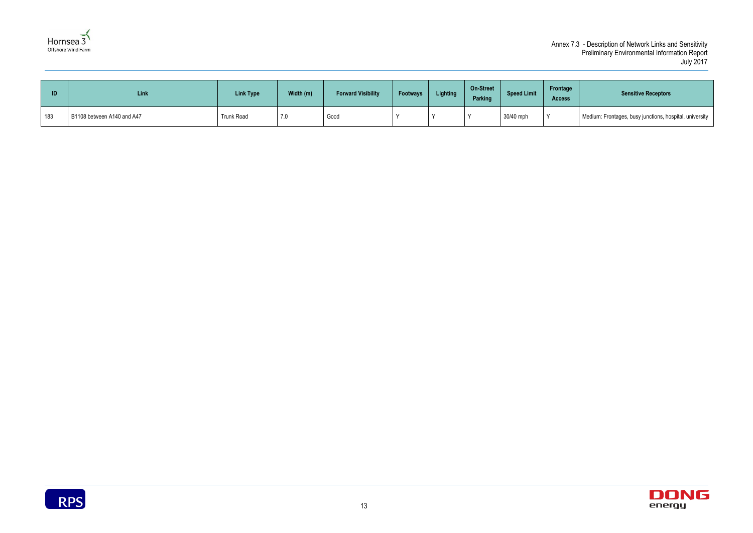| ID | Link | Link Type | Width (m) | Forward Visibility | Footways | Lighting | On-Street Parking | Speed Limit | Frontage Access | Sensitive Receptors |
|---|---|---|---|---|---|---|---|---|---|---|
| 183 | B1108 between A140 and A47 | Trunk Road | 7.0 | Good | Y | Y | Y | 30/40 mph | Y | Medium: Frontages, busy junctions, hospital, university |